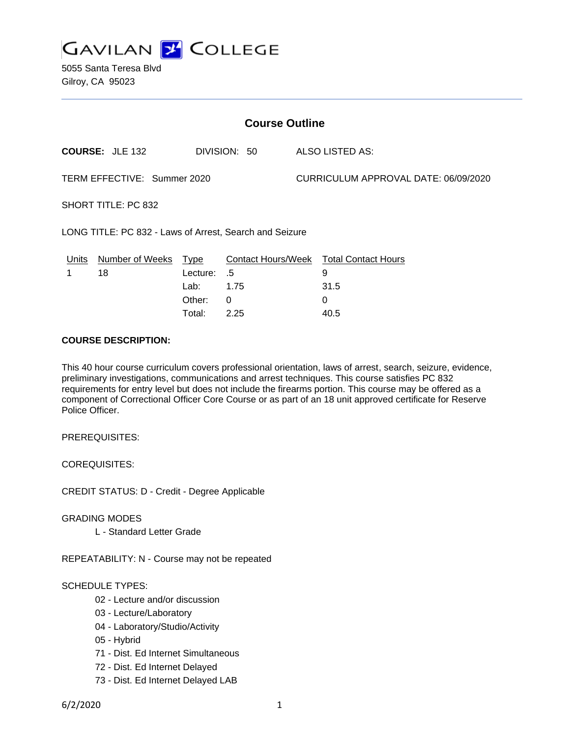# GAVILAN COLLEGE

5055 Santa Teresa Blvd
Gilroy, CA 95023

## Course Outline

**COURSE:** JLE 132 DIVISION: 50 ALSO LISTED AS:

TERM EFFECTIVE: Summer 2020 CURRICULUM APPROVAL DATE: 06/09/2020

SHORT TITLE: PC 832

LONG TITLE: PC 832 - Laws of Arrest, Search and Seizure

| Units | Number of Weeks | Type | Contact Hours/Week | Total Contact Hours |
|---|---|---|---|---|
| 1 | 18 | Lecture: | .5 | 9 |
| | | Lab: | 1.75 | 31.5 |
| | | Other: | 0 | 0 |
| | | Total: | 2.25 | 40.5 |

**COURSE DESCRIPTION:**

This 40 hour course curriculum covers professional orientation, laws of arrest, search, seizure, evidence, preliminary investigations, communications and arrest techniques. This course satisfies PC 832 requirements for entry level but does not include the firearms portion. This course may be offered as a component of Correctional Officer Core Course or as part of an 18 unit approved certificate for Reserve Police Officer.

PREREQUISITES:

COREQUISITES:

CREDIT STATUS: D - Credit - Degree Applicable

GRADING MODES

- L - Standard Letter Grade

REPEATABILITY: N - Course may not be repeated

SCHEDULE TYPES:

- 02 - Lecture and/or discussion
- 03 - Lecture/Laboratory
- 04 - Laboratory/Studio/Activity
- 05 - Hybrid
- 71 - Dist. Ed Internet Simultaneous
- 72 - Dist. Ed Internet Delayed
- 73 - Dist. Ed Internet Delayed LAB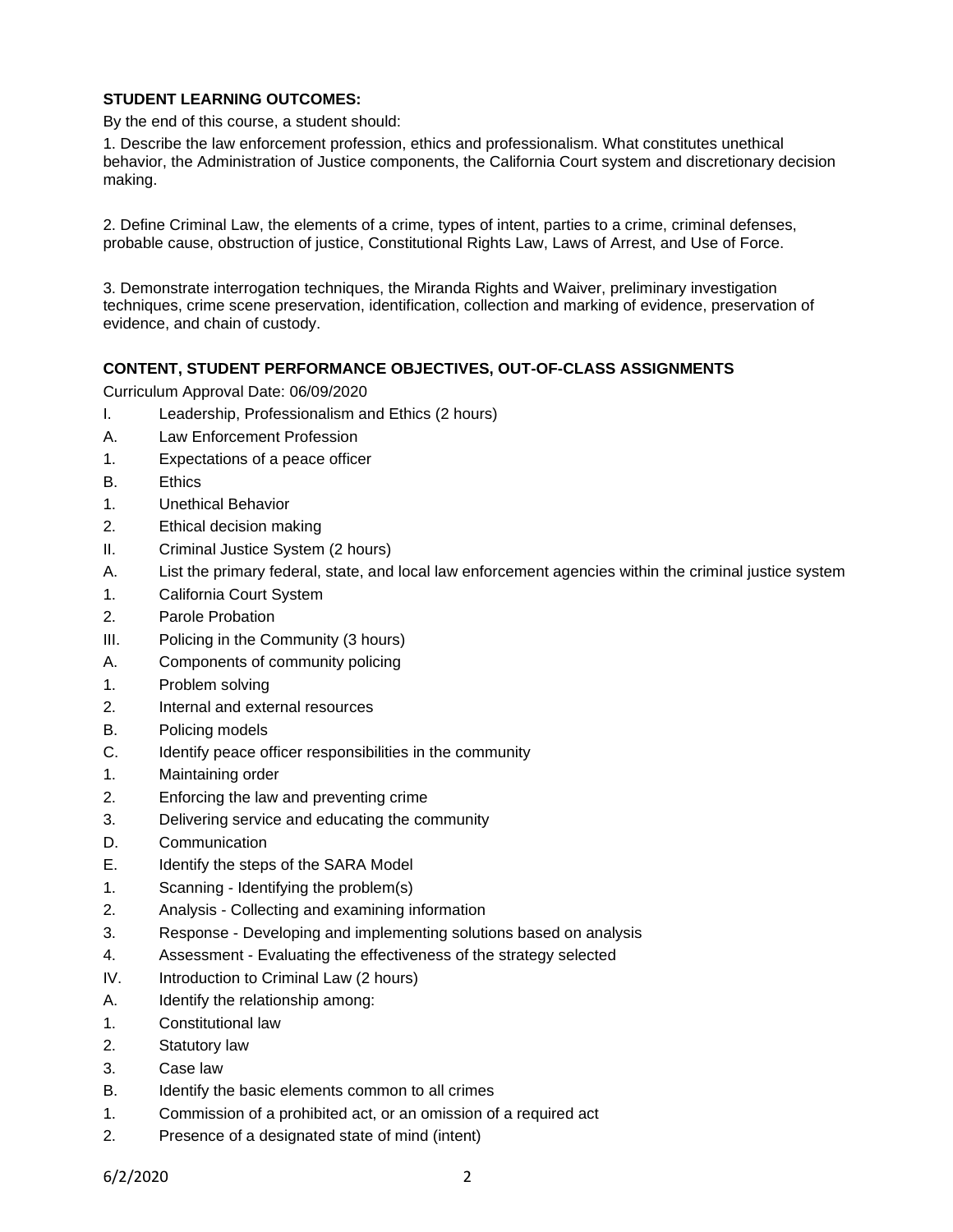**STUDENT LEARNING OUTCOMES:**

By the end of this course, a student should:

1. Describe the law enforcement profession, ethics and professionalism. What constitutes unethical behavior, the Administration of Justice components, the California Court system and discretionary decision making.

2. Define Criminal Law, the elements of a crime, types of intent, parties to a crime, criminal defenses, probable cause, obstruction of justice, Constitutional Rights Law, Laws of Arrest, and Use of Force.

3. Demonstrate interrogation techniques, the Miranda Rights and Waiver, preliminary investigation techniques, crime scene preservation, identification, collection and marking of evidence, preservation of evidence, and chain of custody.

**CONTENT, STUDENT PERFORMANCE OBJECTIVES, OUT-OF-CLASS ASSIGNMENTS**

Curriculum Approval Date: 06/09/2020

I. Leadership, Professionalism and Ethics (2 hours)

A. Law Enforcement Profession

1. Expectations of a peace officer

B. Ethics

1. Unethical Behavior

2. Ethical decision making

II. Criminal Justice System (2 hours)

A. List the primary federal, state, and local law enforcement agencies within the criminal justice system

1. California Court System

2. Parole Probation

III. Policing in the Community (3 hours)

A. Components of community policing

1. Problem solving

2. Internal and external resources

B. Policing models

C. Identify peace officer responsibilities in the community

1. Maintaining order

2. Enforcing the law and preventing crime

3. Delivering service and educating the community

D. Communication

E. Identify the steps of the SARA Model

1. Scanning - Identifying the problem(s)

2. Analysis - Collecting and examining information

3. Response - Developing and implementing solutions based on analysis

4. Assessment - Evaluating the effectiveness of the strategy selected

IV. Introduction to Criminal Law (2 hours)

A. Identify the relationship among:

1. Constitutional law

2. Statutory law

3. Case law

B. Identify the basic elements common to all crimes

1. Commission of a prohibited act, or an omission of a required act

2. Presence of a designated state of mind (intent)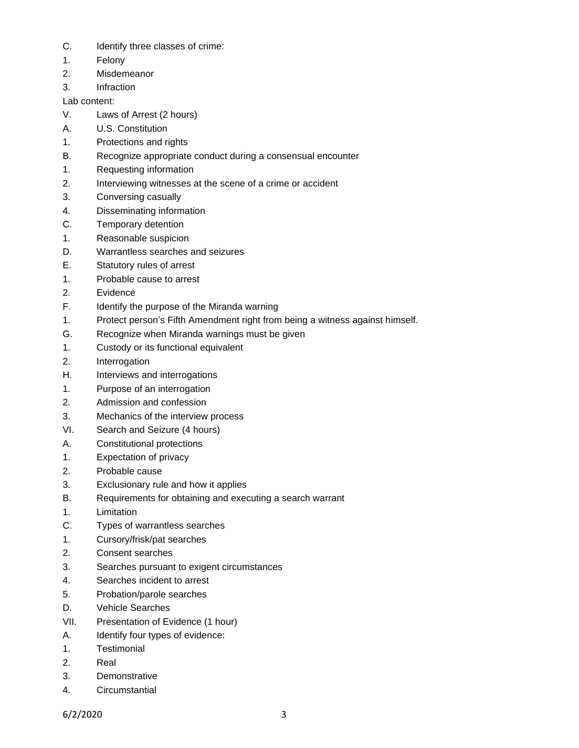C. Identify three classes of crime:
1. Felony
2. Misdemeanor
3. Infraction

Lab content:

V. Laws of Arrest (2 hours)
A. U.S. Constitution
1. Protections and rights
B. Recognize appropriate conduct during a consensual encounter
1. Requesting information
2. Interviewing witnesses at the scene of a crime or accident
3. Conversing casually
4. Disseminating information
C. Temporary detention
1. Reasonable suspicion
D. Warrantless searches and seizures
E. Statutory rules of arrest
1. Probable cause to arrest
2. Evidence
F. Identify the purpose of the Miranda warning
1. Protect person's Fifth Amendment right from being a witness against himself.
G. Recognize when Miranda warnings must be given
1. Custody or its functional equivalent
2. Interrogation
H. Interviews and interrogations
1. Purpose of an interrogation
2. Admission and confession
3. Mechanics of the interview process

VI. Search and Seizure (4 hours)
A. Constitutional protections
1. Expectation of privacy
2. Probable cause
3. Exclusionary rule and how it applies
B. Requirements for obtaining and executing a search warrant
1. Limitation
C. Types of warrantless searches
1. Cursory/frisk/pat searches
2. Consent searches
3. Searches pursuant to exigent circumstances
4. Searches incident to arrest
5. Probation/parole searches
D. Vehicle Searches

VII. Presentation of Evidence (1 hour)
A. Identify four types of evidence:
1. Testimonial
2. Real
3. Demonstrative
4. Circumstantial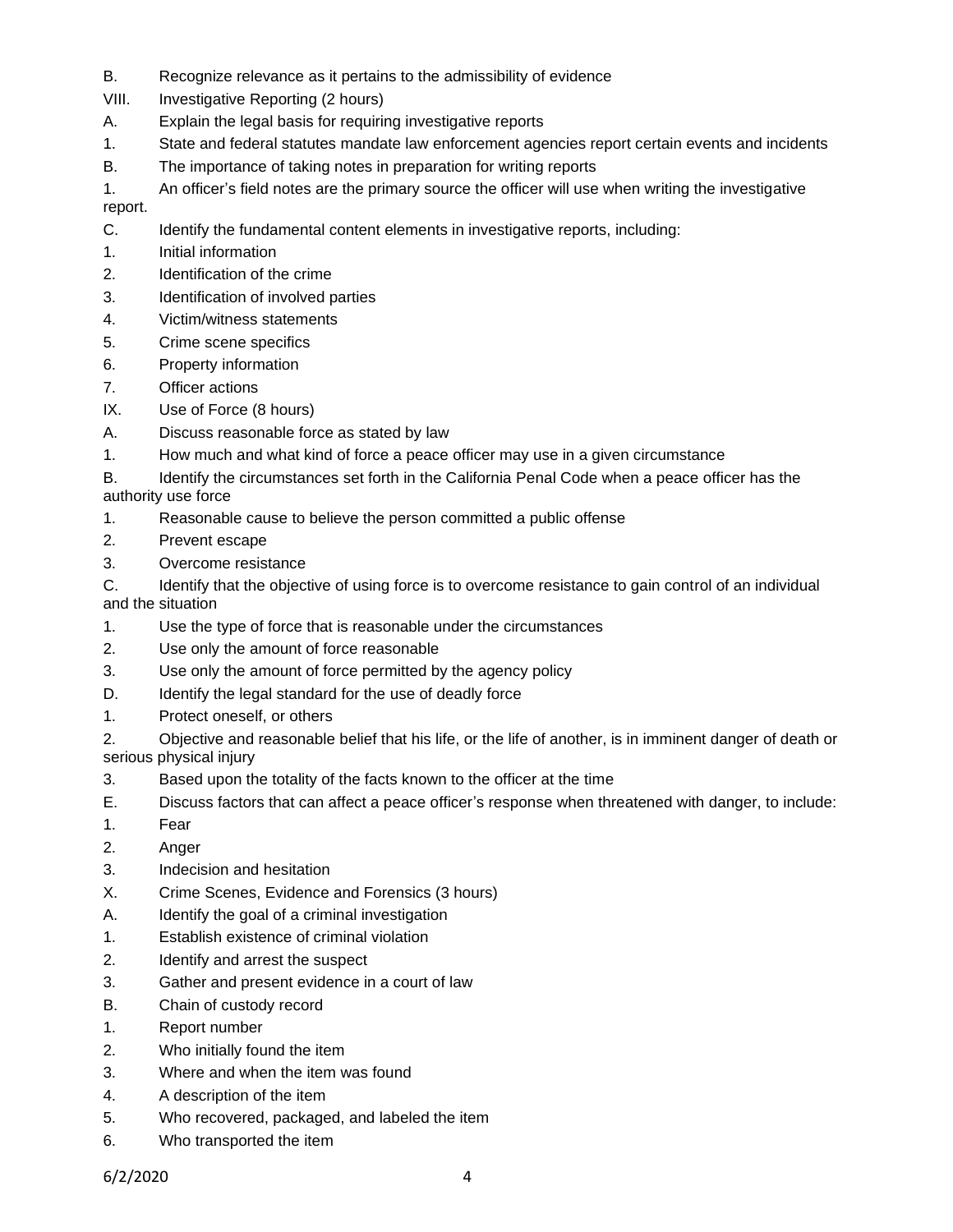B. Recognize relevance as it pertains to the admissibility of evidence

VIII. Investigative Reporting (2 hours)

A. Explain the legal basis for requiring investigative reports

1. State and federal statutes mandate law enforcement agencies report certain events and incidents

B. The importance of taking notes in preparation for writing reports

1. An officer's field notes are the primary source the officer will use when writing the investigative report.

C. Identify the fundamental content elements in investigative reports, including:

1. Initial information
2. Identification of the crime
3. Identification of involved parties
4. Victim/witness statements
5. Crime scene specifics
6. Property information
7. Officer actions

IX. Use of Force (8 hours)

A. Discuss reasonable force as stated by law

1. How much and what kind of force a peace officer may use in a given circumstance

B. Identify the circumstances set forth in the California Penal Code when a peace officer has the authority use force

1. Reasonable cause to believe the person committed a public offense
2. Prevent escape
3. Overcome resistance

C. Identify that the objective of using force is to overcome resistance to gain control of an individual and the situation

1. Use the type of force that is reasonable under the circumstances
2. Use only the amount of force reasonable
3. Use only the amount of force permitted by the agency policy

D. Identify the legal standard for the use of deadly force

1. Protect oneself, or others
2. Objective and reasonable belief that his life, or the life of another, is in imminent danger of death or serious physical injury
3. Based upon the totality of the facts known to the officer at the time

E. Discuss factors that can affect a peace officer's response when threatened with danger, to include:

1. Fear
2. Anger
3. Indecision and hesitation

X. Crime Scenes, Evidence and Forensics (3 hours)

A. Identify the goal of a criminal investigation

1. Establish existence of criminal violation
2. Identify and arrest the suspect
3. Gather and present evidence in a court of law

B. Chain of custody record

1. Report number
2. Who initially found the item
3. Where and when the item was found
4. A description of the item
5. Who recovered, packaged, and labeled the item
6. Who transported the item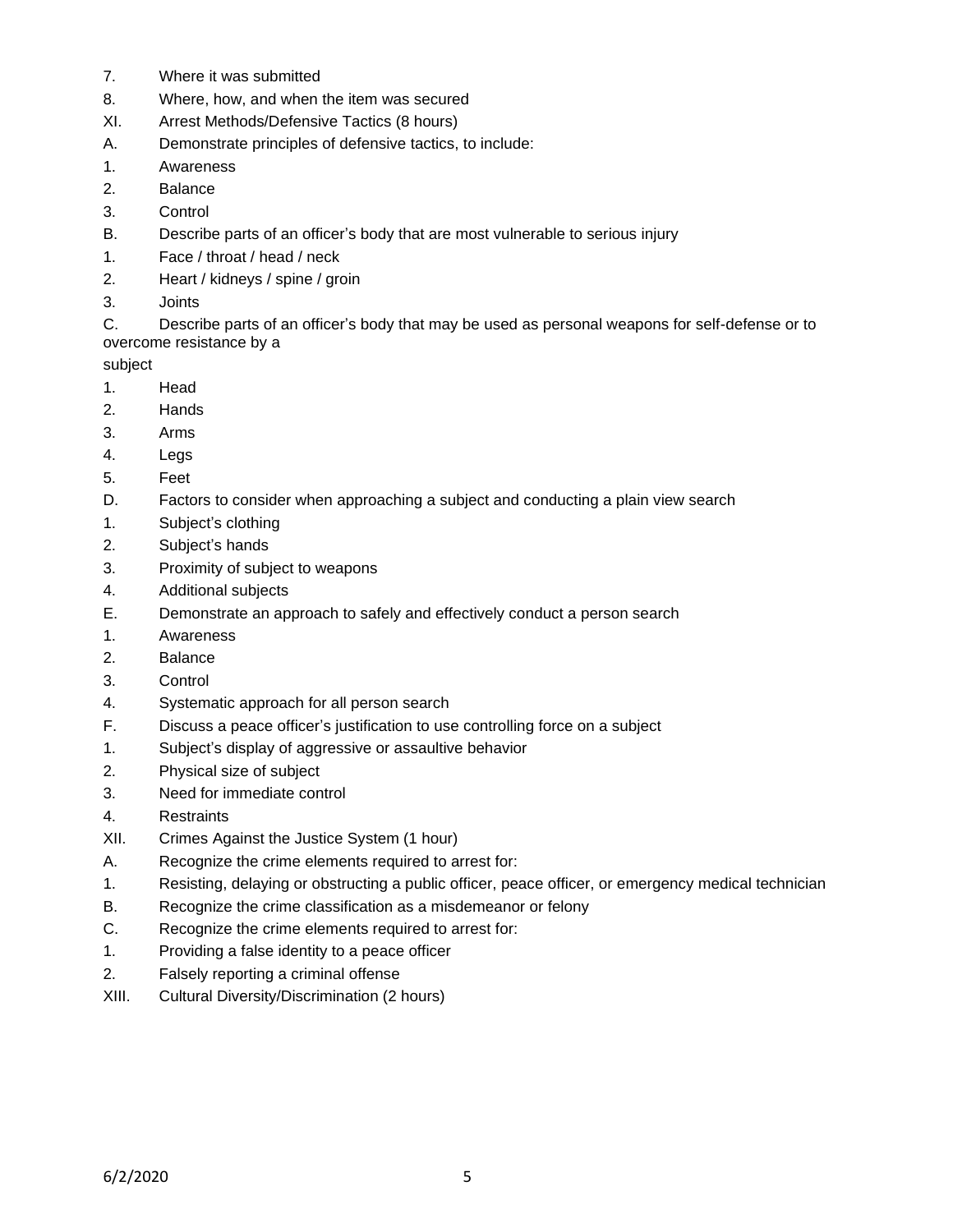7. Where it was submitted
8. Where, how, and when the item was secured

XI. Arrest Methods/Defensive Tactics (8 hours)

A. Demonstrate principles of defensive tactics, to include:

1. Awareness
2. Balance
3. Control

B. Describe parts of an officer's body that are most vulnerable to serious injury

1. Face / throat / head / neck
2. Heart / kidneys / spine / groin
3. Joints

C. Describe parts of an officer's body that may be used as personal weapons for self-defense or to overcome resistance by a subject

1. Head
2. Hands
3. Arms
4. Legs
5. Feet

D. Factors to consider when approaching a subject and conducting a plain view search

1. Subject's clothing
2. Subject's hands
3. Proximity of subject to weapons
4. Additional subjects

E. Demonstrate an approach to safely and effectively conduct a person search

1. Awareness
2. Balance
3. Control
4. Systematic approach for all person search

F. Discuss a peace officer's justification to use controlling force on a subject

1. Subject's display of aggressive or assaultive behavior
2. Physical size of subject
3. Need for immediate control
4. Restraints

XII. Crimes Against the Justice System (1 hour)

A. Recognize the crime elements required to arrest for:

1. Resisting, delaying or obstructing a public officer, peace officer, or emergency medical technician

B. Recognize the crime classification as a misdemeanor or felony

C. Recognize the crime elements required to arrest for:

1. Providing a false identity to a peace officer
2. Falsely reporting a criminal offense

XIII. Cultural Diversity/Discrimination (2 hours)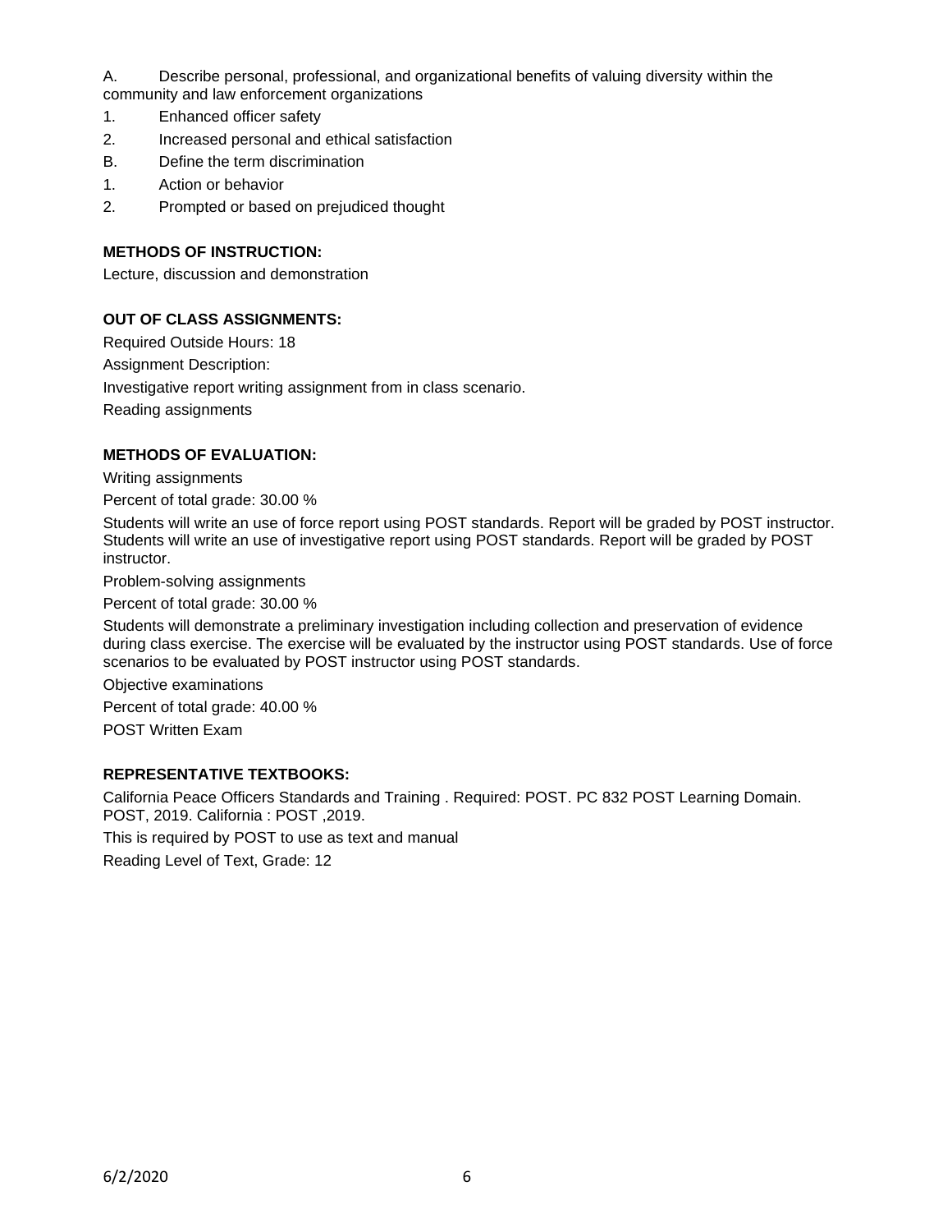A. Describe personal, professional, and organizational benefits of valuing diversity within the community and law enforcement organizations

1. Enhanced officer safety
2. Increased personal and ethical satisfaction

B. Define the term discrimination

1. Action or behavior
2. Prompted or based on prejudiced thought

**METHODS OF INSTRUCTION:**

Lecture, discussion and demonstration

**OUT OF CLASS ASSIGNMENTS:**

Required Outside Hours: 18

Assignment Description:

Investigative report writing assignment from in class scenario.

Reading assignments

**METHODS OF EVALUATION:**

Writing assignments

Percent of total grade: 30.00 %

Students will write an use of force report using POST standards. Report will be graded by POST instructor. Students will write an use of investigative report using POST standards. Report will be graded by POST instructor.

Problem-solving assignments

Percent of total grade: 30.00 %

Students will demonstrate a preliminary investigation including collection and preservation of evidence during class exercise. The exercise will be evaluated by the instructor using POST standards. Use of force scenarios to be evaluated by POST instructor using POST standards.

Objective examinations

Percent of total grade: 40.00 %

POST Written Exam

**REPRESENTATIVE TEXTBOOKS:**

California Peace Officers Standards and Training . Required: POST. PC 832 POST Learning Domain. POST, 2019. California : POST ,2019.

This is required by POST to use as text and manual

Reading Level of Text, Grade: 12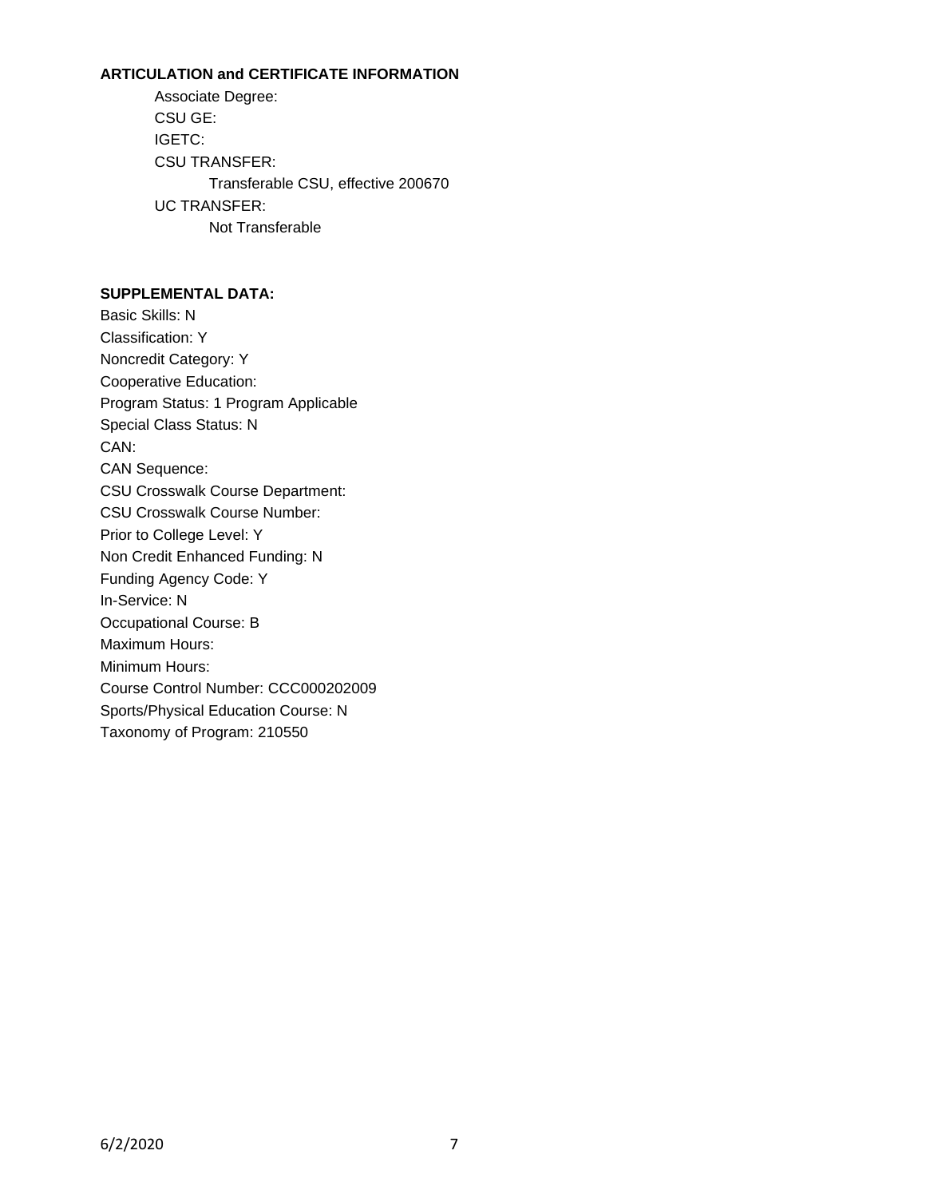**ARTICULATION and CERTIFICATE INFORMATION**

Associate Degree:

CSU GE:

IGETC:

CSU TRANSFER:

Transferable CSU, effective 200670

UC TRANSFER:

Not Transferable

**SUPPLEMENTAL DATA:**

Basic Skills: N

Classification: Y

Noncredit Category: Y

Cooperative Education:

Program Status: 1 Program Applicable

Special Class Status: N

CAN:

CAN Sequence:

CSU Crosswalk Course Department:

CSU Crosswalk Course Number:

Prior to College Level: Y

Non Credit Enhanced Funding: N

Funding Agency Code: Y

In-Service: N

Occupational Course: B

Maximum Hours:

Minimum Hours:

Course Control Number: CCC000202009

Sports/Physical Education Course: N

Taxonomy of Program: 210550